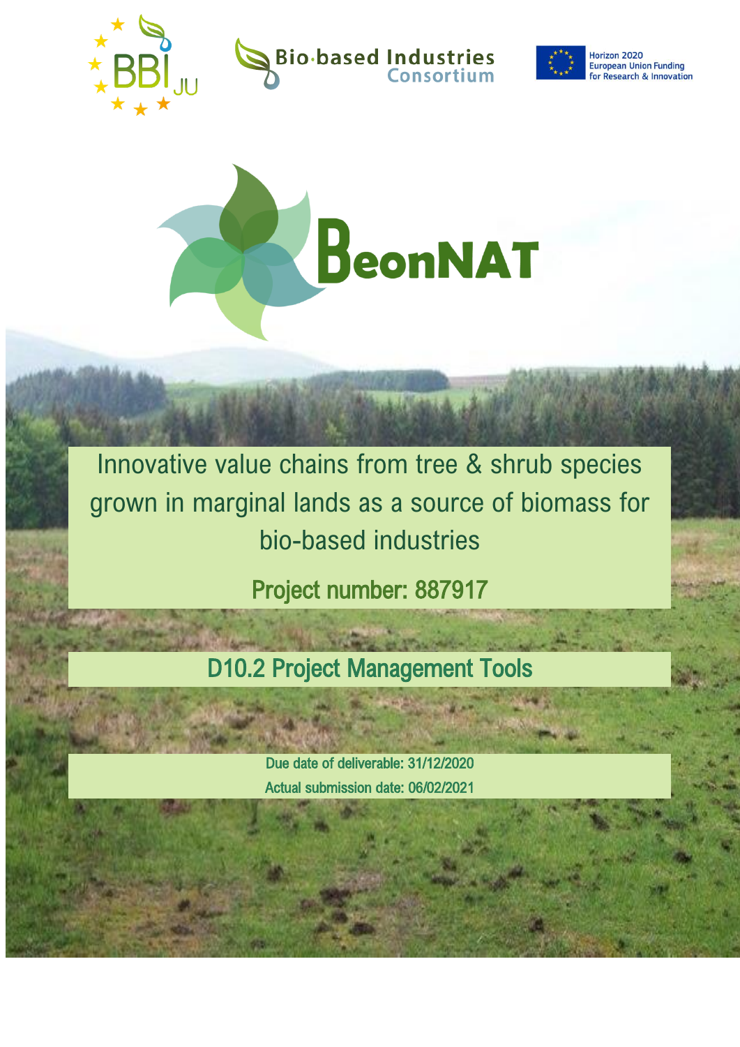BeonNAT

# Innovative value chains from tree & shrub species grown in marginal lands as a source of biomass for bio-based industries

Project number: 887917

## D10.2 Project Management Tools

Due date of deliverable: 31/12/2020

Actual submission date: 06/02/2021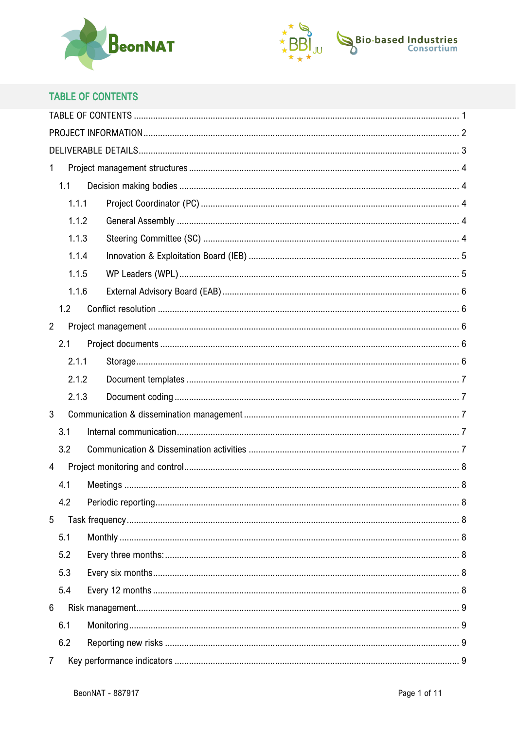## TABLE OF CONTENTS

TABLE OF CONTENTS ..... 1

PROJECT INFORMATION ..... 2

DELIVERABLE DETAILS ..... 3

1 Project management structures ..... 4

- 1.1 Decision making bodies ..... 4
  - 1.1.1 Project Coordinator (PC) ..... 4
  - 1.1.2 General Assembly ..... 4
  - 1.1.3 Steering Committee (SC) ..... 4
  - 1.1.4 Innovation & Exploitation Board (IEB) ..... 5
  - 1.1.5 WP Leaders (WPL) ..... 5
  - 1.1.6 External Advisory Board (EAB) ..... 6
- 1.2 Conflict resolution ..... 6

2 Project management ..... 6

- 2.1 Project documents ..... 6
  - 2.1.1 Storage ..... 6
  - 2.1.2 Document templates ..... 7
  - 2.1.3 Document coding ..... 7

3 Communication & dissemination management ..... 7

- 3.1 Internal communication ..... 7
- 3.2 Communication & Dissemination activities ..... 7

4 Project monitoring and control ..... 8

- 4.1 Meetings ..... 8
- 4.2 Periodic reporting ..... 8

5 Task frequency ..... 8

- 5.1 Monthly ..... 8
- 5.2 Every three months: ..... 8
- 5.3 Every six months ..... 8
- 5.4 Every 12 months ..... 8

6 Risk management ..... 9

- 6.1 Monitoring ..... 9
- 6.2 Reporting new risks ..... 9

7 Key performance indicators ..... 9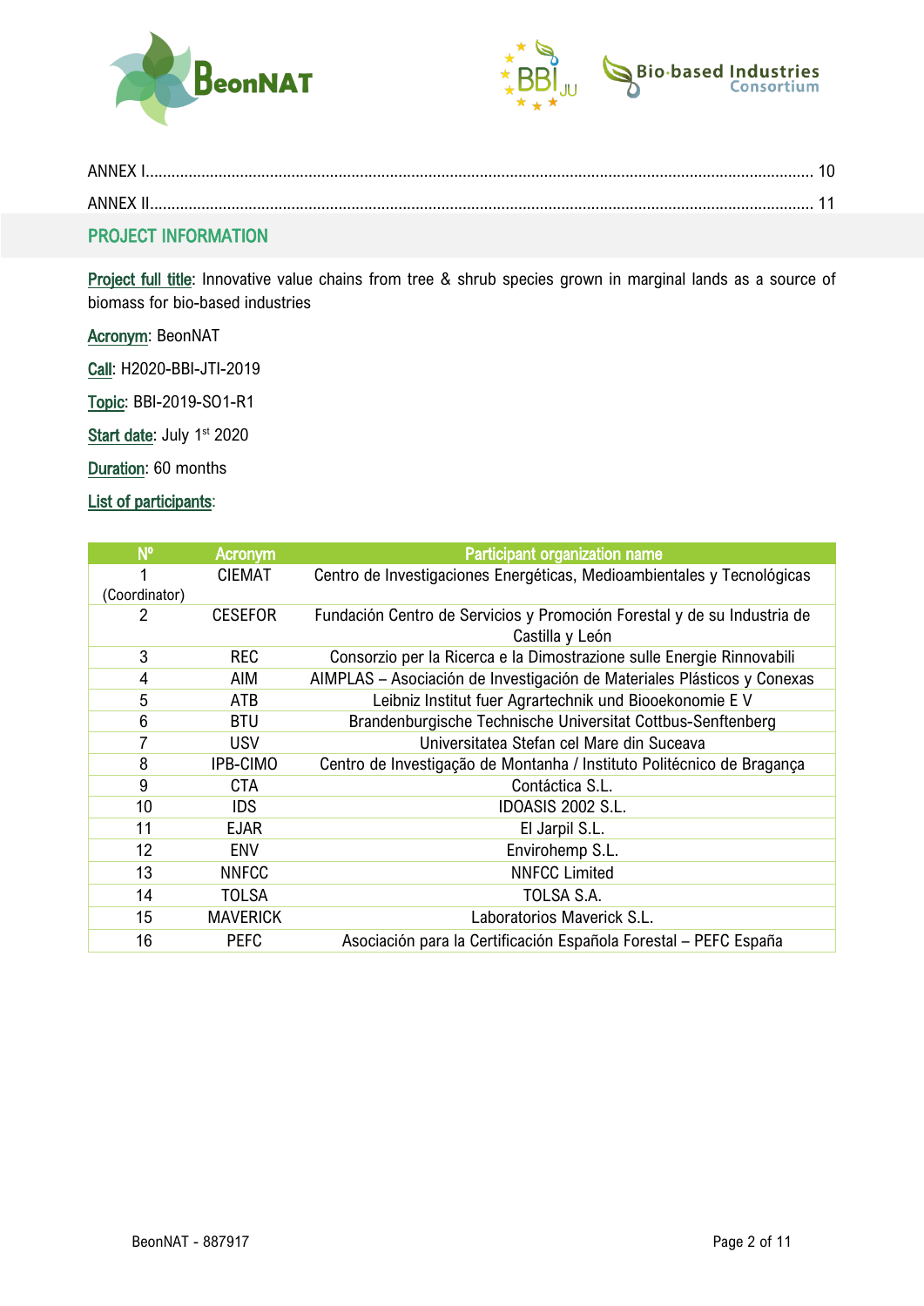ANNEX I........................................................................................................................................................ 10

ANNEX II....................................................................................................................................................... 11

## PROJECT INFORMATION

Project full title: Innovative value chains from tree & shrub species grown in marginal lands as a source of biomass for bio-based industries

Acronym: BeonNAT

Call: H2020-BBI-JTI-2019

Topic: BBI-2019-SO1-R1

Start date: July 1st 2020

Duration: 60 months

List of participants:

| Nº | Acronym | Participant organization name |
|---|---|---|
| 1 (Coordinator) | CIEMAT | Centro de Investigaciones Energéticas, Medioambientales y Tecnológicas |
| 2 | CESEFOR | Fundación Centro de Servicios y Promoción Forestal y de su Industria de Castilla y León |
| 3 | REC | Consorzio per la Ricerca e la Dimostrazione sulle Energie Rinnovabili |
| 4 | AIM | AIMPLAS – Asociación de Investigación de Materiales Plásticos y Conexas |
| 5 | ATB | Leibniz Institut fuer Agrartechnik und Biooekonomie E V |
| 6 | BTU | Brandenburgische Technische Universitat Cottbus-Senftenberg |
| 7 | USV | Universitatea Stefan cel Mare din Suceava |
| 8 | IPB-CIMO | Centro de Investigação de Montanha / Instituto Politécnico de Bragança |
| 9 | CTA | Contáctica S.L. |
| 10 | IDS | IDOASIS 2002 S.L. |
| 11 | EJAR | El Jarpil S.L. |
| 12 | ENV | Envirohemp S.L. |
| 13 | NNFCC | NNFCC Limited |
| 14 | TOLSA | TOLSA S.A. |
| 15 | MAVERICK | Laboratorios Maverick S.L. |
| 16 | PEFC | Asociación para la Certificación Española Forestal – PEFC España |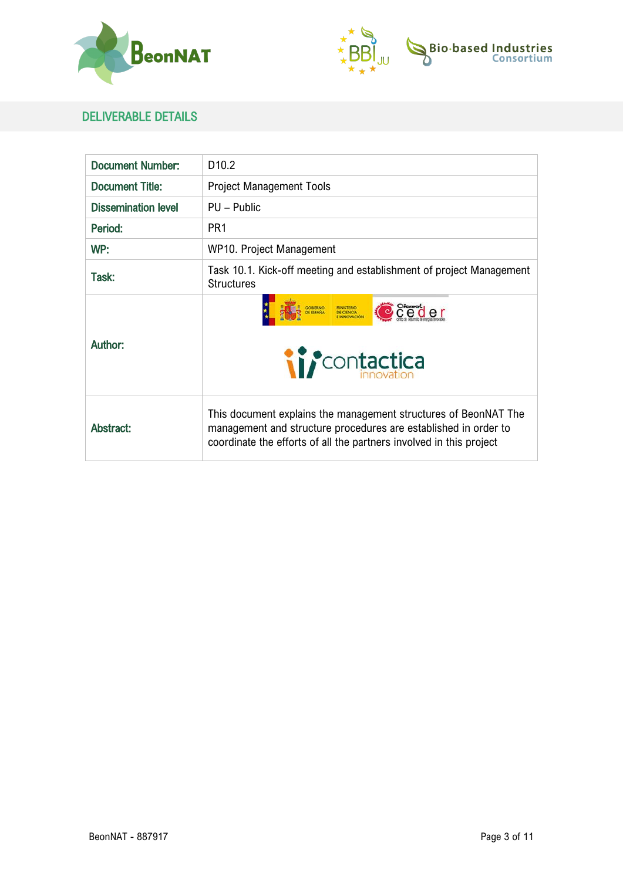## DELIVERABLE DETAILS

| Document Number: | D10.2 |
|---|---|
| Document Title: | Project Management Tools |
| Dissemination level | PU – Public |
| Period: | PR1 |
| WP: | WP10. Project Management |
| Task: | Task 10.1. Kick-off meeting and establishment of project Management Structures |
| Author: | GOBIERNO DE ESPAÑA, MINISTERIO DE CIENCIA E INNOVACIÓN, Ciemat ceder; contactica innovation |
| Abstract: | This document explains the management structures of BeonNAT The management and structure procedures are established in order to coordinate the efforts of all the partners involved in this project |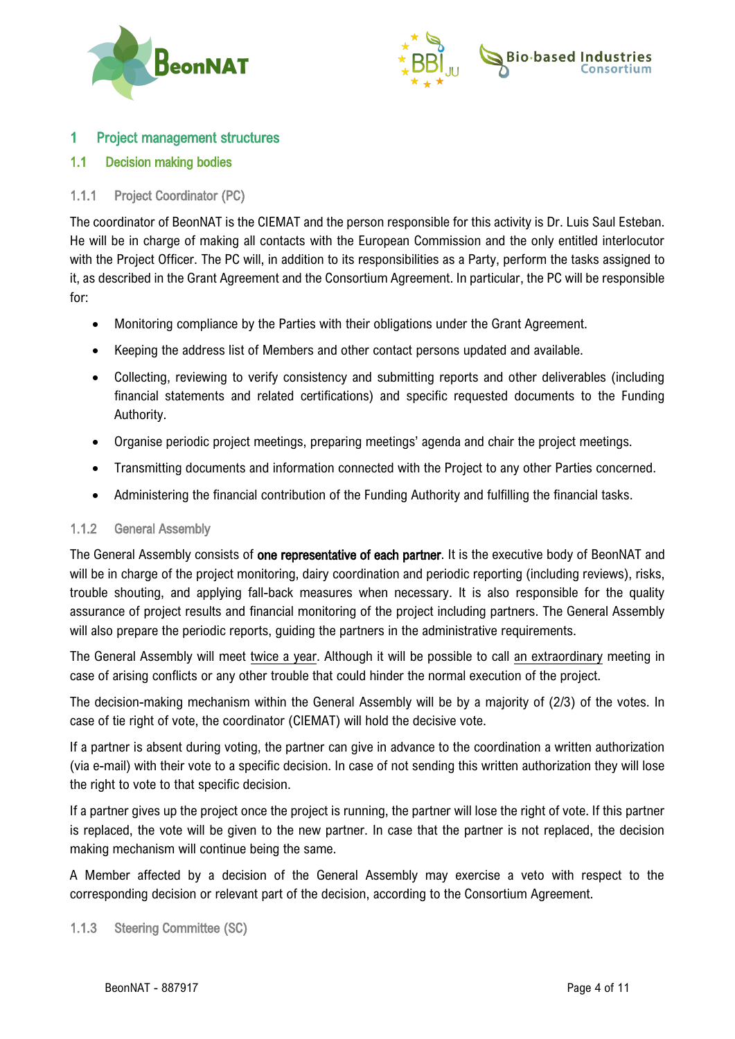# 1 Project management structures

## 1.1 Decision making bodies

### 1.1.1 Project Coordinator (PC)

The coordinator of BeonNAT is the CIEMAT and the person responsible for this activity is Dr. Luis Saul Esteban. He will be in charge of making all contacts with the European Commission and the only entitled interlocutor with the Project Officer. The PC will, in addition to its responsibilities as a Party, perform the tasks assigned to it, as described in the Grant Agreement and the Consortium Agreement. In particular, the PC will be responsible for:

- Monitoring compliance by the Parties with their obligations under the Grant Agreement.
- Keeping the address list of Members and other contact persons updated and available.
- Collecting, reviewing to verify consistency and submitting reports and other deliverables (including financial statements and related certifications) and specific requested documents to the Funding Authority.
- Organise periodic project meetings, preparing meetings' agenda and chair the project meetings.
- Transmitting documents and information connected with the Project to any other Parties concerned.
- Administering the financial contribution of the Funding Authority and fulfilling the financial tasks.

### 1.1.2 General Assembly

The General Assembly consists of **one representative of each partner**. It is the executive body of BeonNAT and will be in charge of the project monitoring, dairy coordination and periodic reporting (including reviews), risks, trouble shouting, and applying fall-back measures when necessary. It is also responsible for the quality assurance of project results and financial monitoring of the project including partners. The General Assembly will also prepare the periodic reports, guiding the partners in the administrative requirements.

The General Assembly will meet twice a year. Although it will be possible to call an extraordinary meeting in case of arising conflicts or any other trouble that could hinder the normal execution of the project.

The decision-making mechanism within the General Assembly will be by a majority of (2/3) of the votes. In case of tie right of vote, the coordinator (CIEMAT) will hold the decisive vote.

If a partner is absent during voting, the partner can give in advance to the coordination a written authorization (via e-mail) with their vote to a specific decision. In case of not sending this written authorization they will lose the right to vote to that specific decision.

If a partner gives up the project once the project is running, the partner will lose the right of vote. If this partner is replaced, the vote will be given to the new partner. In case that the partner is not replaced, the decision making mechanism will continue being the same.

A Member affected by a decision of the General Assembly may exercise a veto with respect to the corresponding decision or relevant part of the decision, according to the Consortium Agreement.

### 1.1.3 Steering Committee (SC)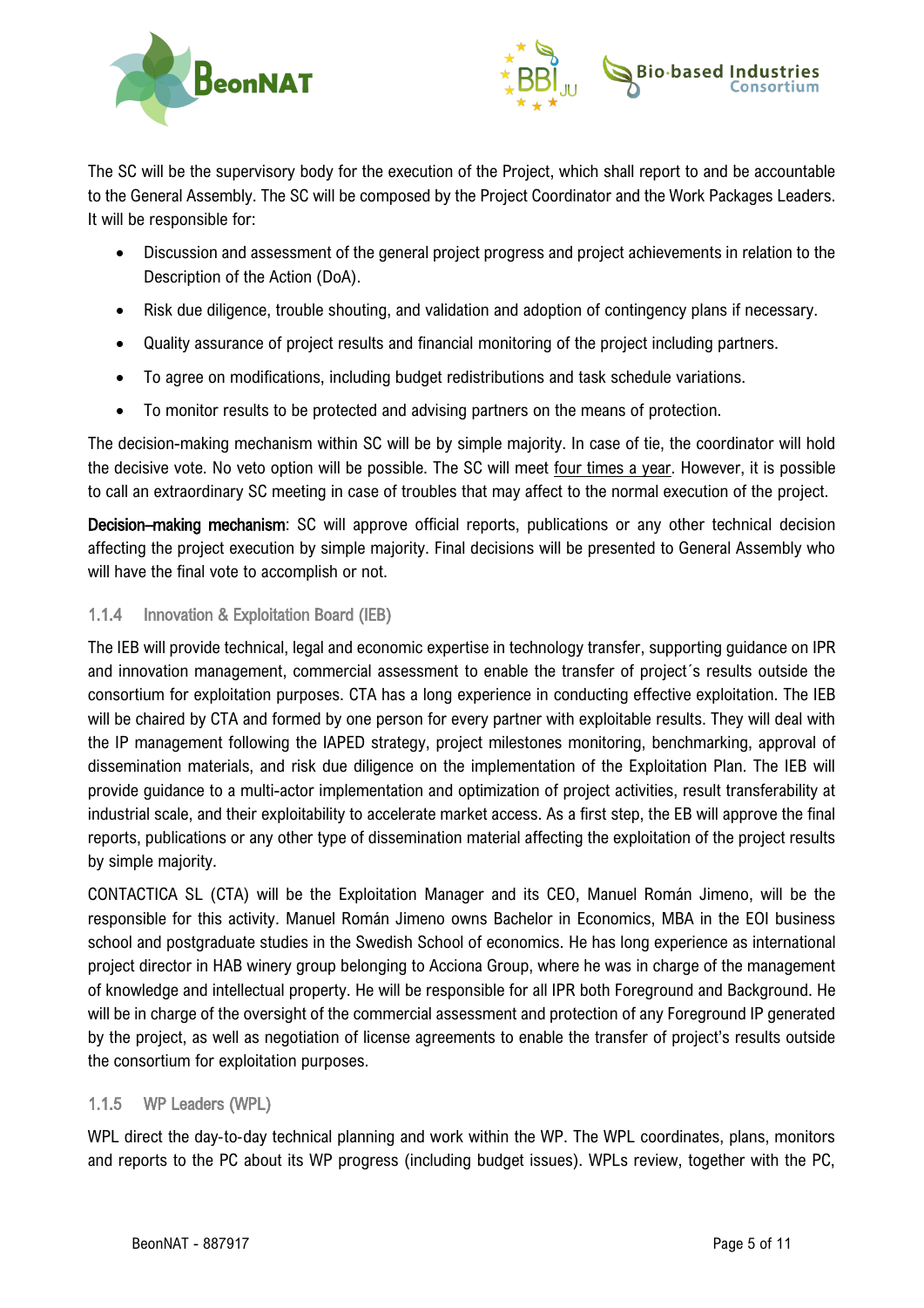The SC will be the supervisory body for the execution of the Project, which shall report to and be accountable to the General Assembly. The SC will be composed by the Project Coordinator and the Work Packages Leaders. It will be responsible for:

- Discussion and assessment of the general project progress and project achievements in relation to the Description of the Action (DoA).
- Risk due diligence, trouble shouting, and validation and adoption of contingency plans if necessary.
- Quality assurance of project results and financial monitoring of the project including partners.
- To agree on modifications, including budget redistributions and task schedule variations.
- To monitor results to be protected and advising partners on the means of protection.

The decision-making mechanism within SC will be by simple majority. In case of tie, the coordinator will hold the decisive vote. No veto option will be possible. The SC will meet <u>four times a year</u>. However, it is possible to call an extraordinary SC meeting in case of troubles that may affect to the normal execution of the project.

**Decision–making mechanism**: SC will approve official reports, publications or any other technical decision affecting the project execution by simple majority. Final decisions will be presented to General Assembly who will have the final vote to accomplish or not.

### 1.1.4 Innovation & Exploitation Board (IEB)

The IEB will provide technical, legal and economic expertise in technology transfer, supporting guidance on IPR and innovation management, commercial assessment to enable the transfer of project´s results outside the consortium for exploitation purposes. CTA has a long experience in conducting effective exploitation. The IEB will be chaired by CTA and formed by one person for every partner with exploitable results. They will deal with the IP management following the IAPED strategy, project milestones monitoring, benchmarking, approval of dissemination materials, and risk due diligence on the implementation of the Exploitation Plan. The IEB will provide guidance to a multi-actor implementation and optimization of project activities, result transferability at industrial scale, and their exploitability to accelerate market access. As a first step, the EB will approve the final reports, publications or any other type of dissemination material affecting the exploitation of the project results by simple majority.

CONTACTICA SL (CTA) will be the Exploitation Manager and its CEO, Manuel Román Jimeno, will be the responsible for this activity. Manuel Román Jimeno owns Bachelor in Economics, MBA in the EOI business school and postgraduate studies in the Swedish School of economics. He has long experience as international project director in HAB winery group belonging to Acciona Group, where he was in charge of the management of knowledge and intellectual property. He will be responsible for all IPR both Foreground and Background. He will be in charge of the oversight of the commercial assessment and protection of any Foreground IP generated by the project, as well as negotiation of license agreements to enable the transfer of project's results outside the consortium for exploitation purposes.

### 1.1.5 WP Leaders (WPL)

WPL direct the day-to-day technical planning and work within the WP. The WPL coordinates, plans, monitors and reports to the PC about its WP progress (including budget issues). WPLs review, together with the PC,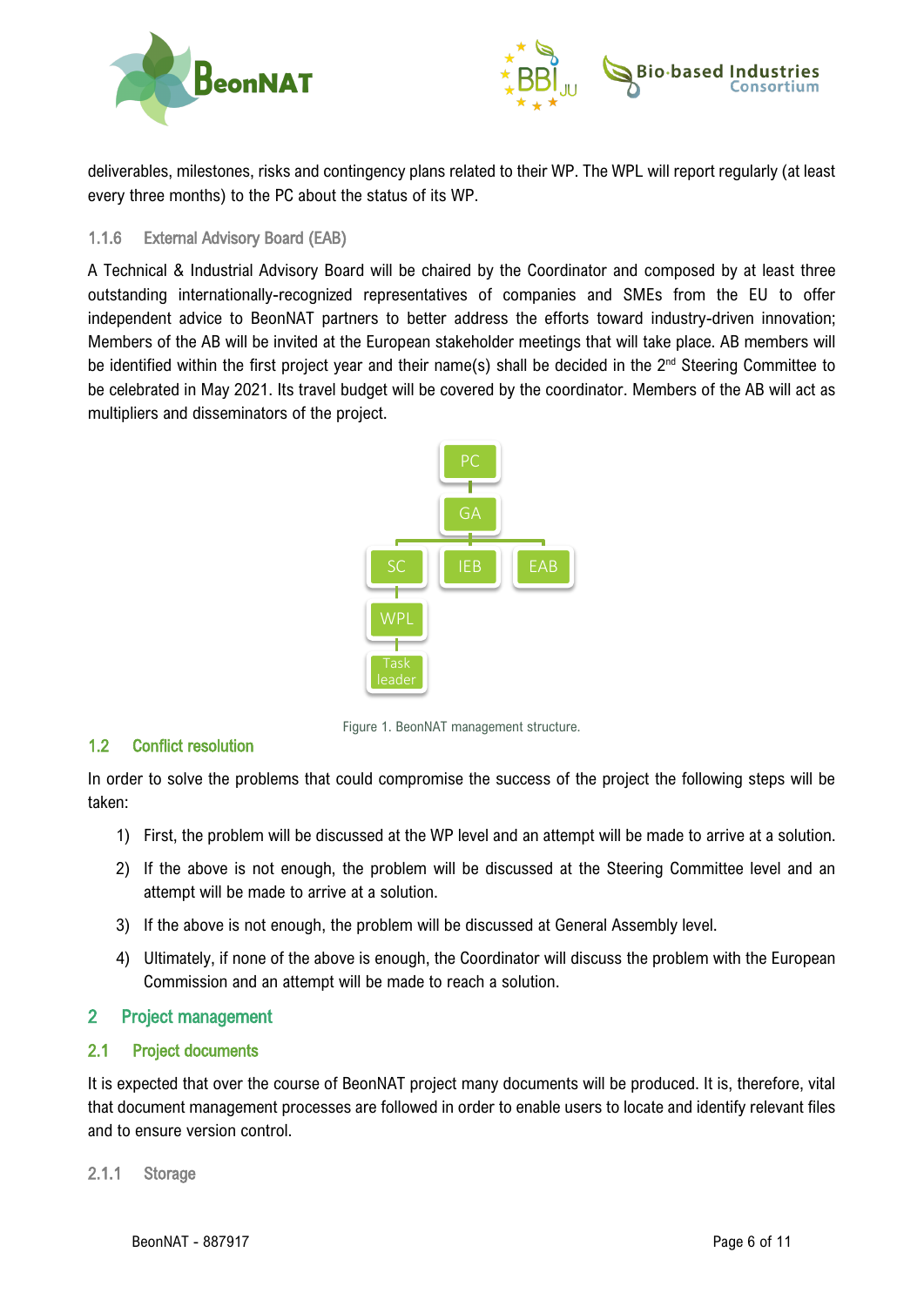deliverables, milestones, risks and contingency plans related to their WP. The WPL will report regularly (at least every three months) to the PC about the status of its WP.

#### 1.1.6 External Advisory Board (EAB)

A Technical & Industrial Advisory Board will be chaired by the Coordinator and composed by at least three outstanding internationally-recognized representatives of companies and SMEs from the EU to offer independent advice to BeonNAT partners to better address the efforts toward industry-driven innovation; Members of the AB will be invited at the European stakeholder meetings that will take place. AB members will be identified within the first project year and their name(s) shall be decided in the 2nd Steering Committee to be celebrated in May 2021. Its travel budget will be covered by the coordinator. Members of the AB will act as multipliers and disseminators of the project.

PC
GA
SC IEB EAB
WPL
Task leader

Figure 1. BeonNAT management structure.

### 1.2 Conflict resolution

In order to solve the problems that could compromise the success of the project the following steps will be taken:

1) First, the problem will be discussed at the WP level and an attempt will be made to arrive at a solution.
2) If the above is not enough, the problem will be discussed at the Steering Committee level and an attempt will be made to arrive at a solution.
3) If the above is not enough, the problem will be discussed at General Assembly level.
4) Ultimately, if none of the above is enough, the Coordinator will discuss the problem with the European Commission and an attempt will be made to reach a solution.

## 2 Project management

### 2.1 Project documents

It is expected that over the course of BeonNAT project many documents will be produced. It is, therefore, vital that document management processes are followed in order to enable users to locate and identify relevant files and to ensure version control.

#### 2.1.1 Storage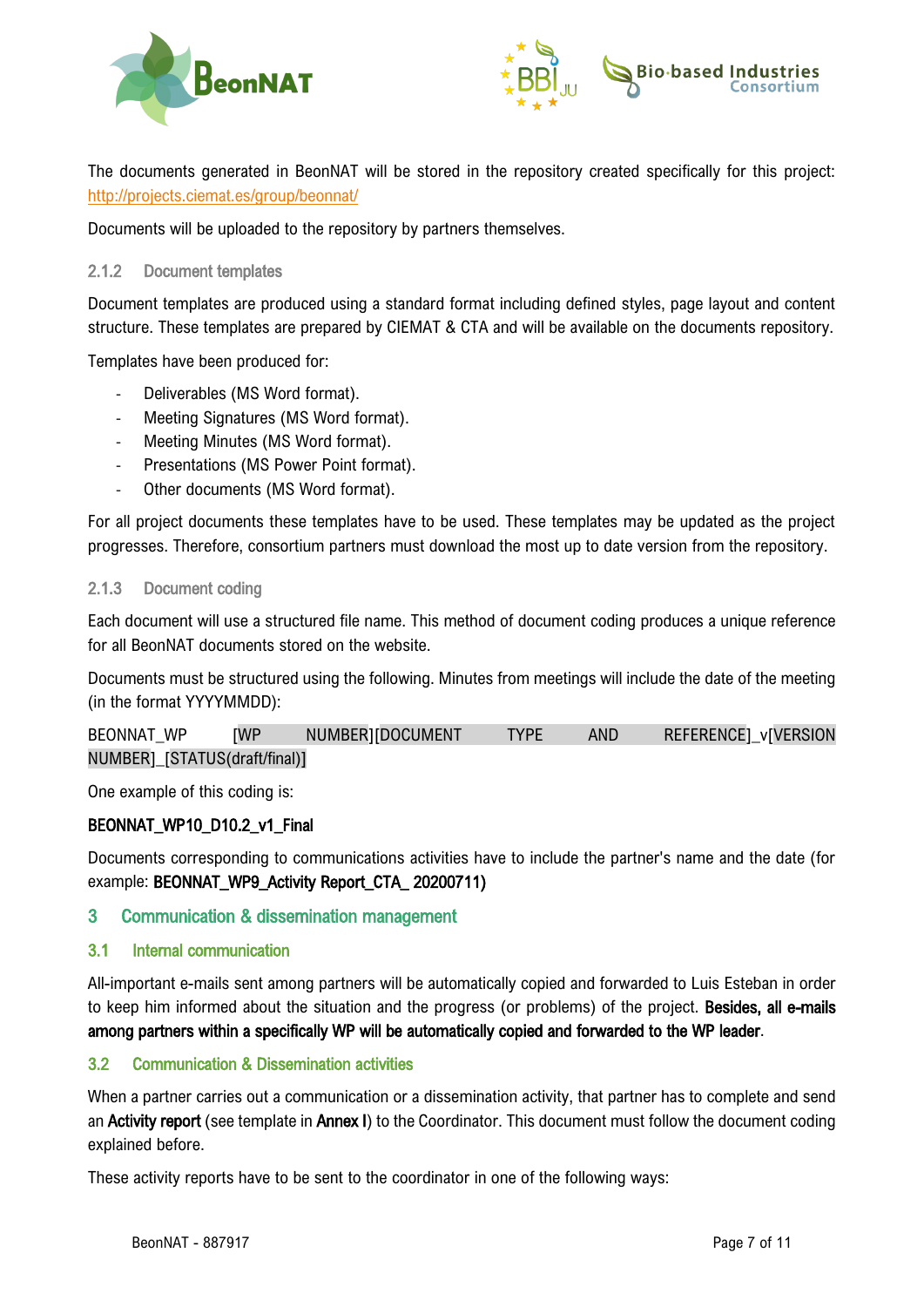The documents generated in BeonNAT will be stored in the repository created specifically for this project: [http://projects.ciemat.es/group/beonnat/](http://projects.ciemat.es/group/beonnat/)

Documents will be uploaded to the repository by partners themselves.

### 2.1.2 Document templates

Document templates are produced using a standard format including defined styles, page layout and content structure. These templates are prepared by CIEMAT & CTA and will be available on the documents repository.

Templates have been produced for:

- Deliverables (MS Word format).
- Meeting Signatures (MS Word format).
- Meeting Minutes (MS Word format).
- Presentations (MS Power Point format).
- Other documents (MS Word format).

For all project documents these templates have to be used. These templates may be updated as the project progresses. Therefore, consortium partners must download the most up to date version from the repository.

### 2.1.3 Document coding

Each document will use a structured file name. This method of document coding produces a unique reference for all BeonNAT documents stored on the website.

Documents must be structured using the following. Minutes from meetings will include the date of the meeting (in the format YYYYMMDD):

BEONNAT_WP [WP NUMBER][DOCUMENT TYPE AND REFERENCE]_v[VERSION NUMBER]_[STATUS(draft/final)]

One example of this coding is:

**BEONNAT_WP10_D10.2_v1_Final**

Documents corresponding to communications activities have to include the partner's name and the date (for example: **BEONNAT_WP9_Activity Report_CTA_ 20200711)**

# 3 Communication & dissemination management

## 3.1 Internal communication

All-important e-mails sent among partners will be automatically copied and forwarded to Luis Esteban in order to keep him informed about the situation and the progress (or problems) of the project. **Besides, all e-mails among partners within a specifically WP will be automatically copied and forwarded to the WP leader**.

## 3.2 Communication & Dissemination activities

When a partner carries out a communication or a dissemination activity, that partner has to complete and send an **Activity report** (see template in **Annex I**) to the Coordinator. This document must follow the document coding explained before.

These activity reports have to be sent to the coordinator in one of the following ways: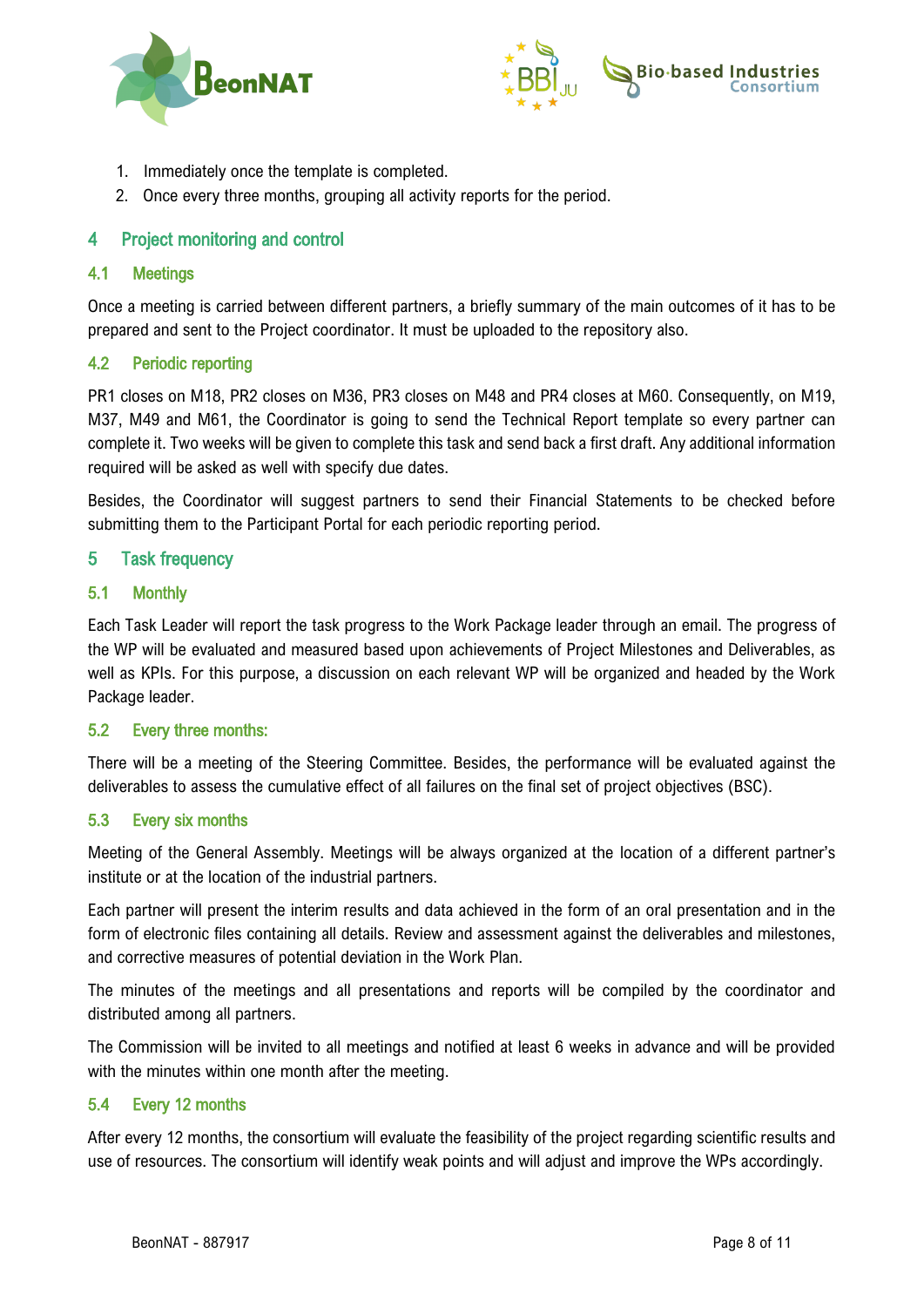1. Immediately once the template is completed.
2. Once every three months, grouping all activity reports for the period.

# 4 Project monitoring and control

## 4.1 Meetings

Once a meeting is carried between different partners, a briefly summary of the main outcomes of it has to be prepared and sent to the Project coordinator. It must be uploaded to the repository also.

## 4.2 Periodic reporting

PR1 closes on M18, PR2 closes on M36, PR3 closes on M48 and PR4 closes at M60. Consequently, on M19, M37, M49 and M61, the Coordinator is going to send the Technical Report template so every partner can complete it. Two weeks will be given to complete this task and send back a first draft. Any additional information required will be asked as well with specify due dates.

Besides, the Coordinator will suggest partners to send their Financial Statements to be checked before submitting them to the Participant Portal for each periodic reporting period.

# 5 Task frequency

## 5.1 Monthly

Each Task Leader will report the task progress to the Work Package leader through an email. The progress of the WP will be evaluated and measured based upon achievements of Project Milestones and Deliverables, as well as KPIs. For this purpose, a discussion on each relevant WP will be organized and headed by the Work Package leader.

## 5.2 Every three months:

There will be a meeting of the Steering Committee. Besides, the performance will be evaluated against the deliverables to assess the cumulative effect of all failures on the final set of project objectives (BSC).

## 5.3 Every six months

Meeting of the General Assembly. Meetings will be always organized at the location of a different partner's institute or at the location of the industrial partners.

Each partner will present the interim results and data achieved in the form of an oral presentation and in the form of electronic files containing all details. Review and assessment against the deliverables and milestones, and corrective measures of potential deviation in the Work Plan.

The minutes of the meetings and all presentations and reports will be compiled by the coordinator and distributed among all partners.

The Commission will be invited to all meetings and notified at least 6 weeks in advance and will be provided with the minutes within one month after the meeting.

## 5.4 Every 12 months

After every 12 months, the consortium will evaluate the feasibility of the project regarding scientific results and use of resources. The consortium will identify weak points and will adjust and improve the WPs accordingly.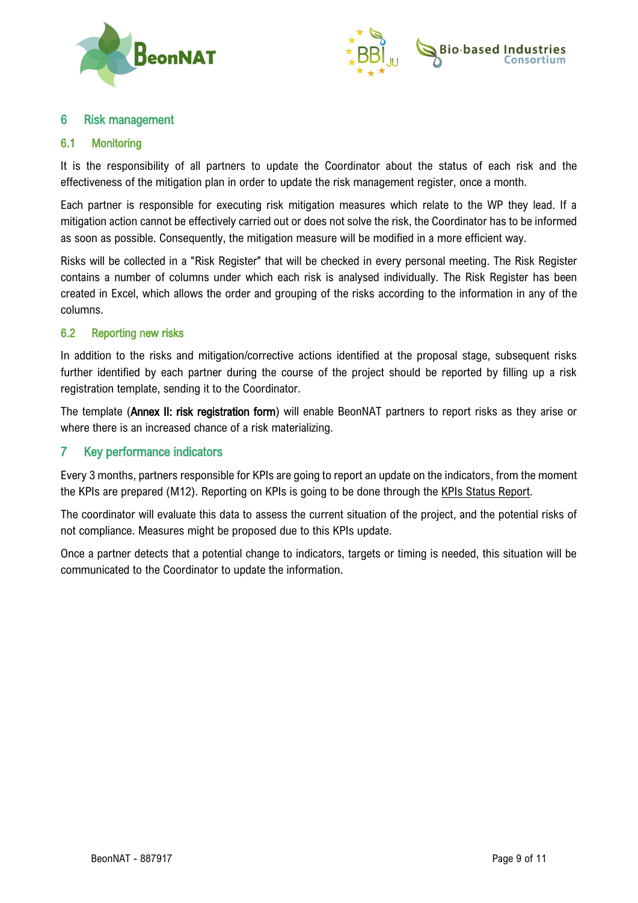# 6 Risk management

## 6.1 Monitoring

It is the responsibility of all partners to update the Coordinator about the status of each risk and the effectiveness of the mitigation plan in order to update the risk management register, once a month.

Each partner is responsible for executing risk mitigation measures which relate to the WP they lead. If a mitigation action cannot be effectively carried out or does not solve the risk, the Coordinator has to be informed as soon as possible. Consequently, the mitigation measure will be modified in a more efficient way.

Risks will be collected in a "Risk Register" that will be checked in every personal meeting. The Risk Register contains a number of columns under which each risk is analysed individually. The Risk Register has been created in Excel, which allows the order and grouping of the risks according to the information in any of the columns.

## 6.2 Reporting new risks

In addition to the risks and mitigation/corrective actions identified at the proposal stage, subsequent risks further identified by each partner during the course of the project should be reported by filling up a risk registration template, sending it to the Coordinator.

The template (**Annex II: risk registration form**) will enable BeonNAT partners to report risks as they arise or where there is an increased chance of a risk materializing.

# 7 Key performance indicators

Every 3 months, partners responsible for KPIs are going to report an update on the indicators, from the moment the KPIs are prepared (M12). Reporting on KPIs is going to be done through the KPIs Status Report.

The coordinator will evaluate this data to assess the current situation of the project, and the potential risks of not compliance. Measures might be proposed due to this KPIs update.

Once a partner detects that a potential change to indicators, targets or timing is needed, this situation will be communicated to the Coordinator to update the information.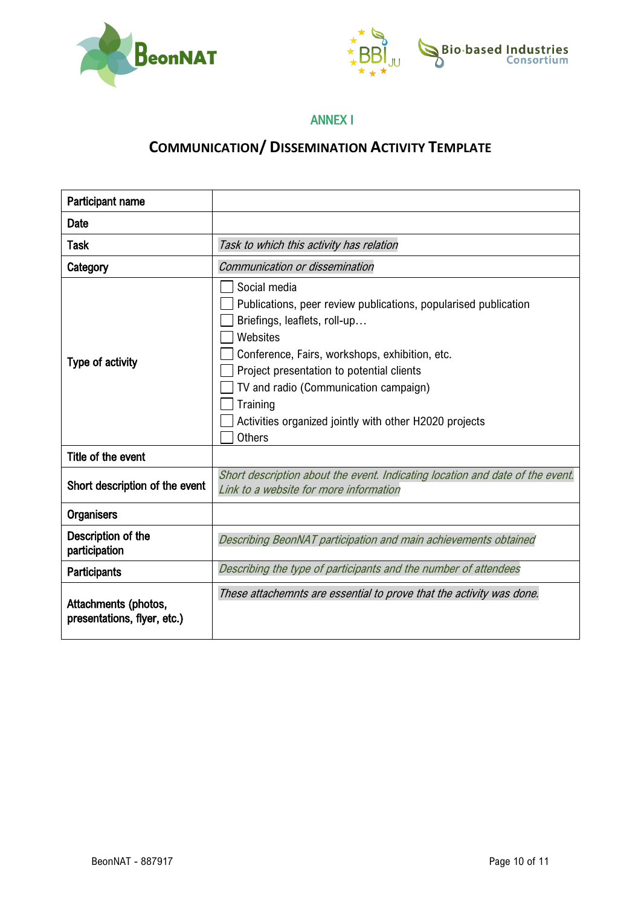## ANNEX I

# Communication/ Dissemination Activity Template

| | |
|---|---|
| Participant name | |
| Date | |
| Task | *Task to which this activity has relation* |
| Category | *Communication or dissemination* |
| Type of activity | ☐ Social media<br>☐ Publications, peer review publications, popularised publication<br>☐ Briefings, leaflets, roll-up…<br>☐ Websites<br>☐ Conference, Fairs, workshops, exhibition, etc.<br>☐ Project presentation to potential clients<br>☐ TV and radio (Communication campaign)<br>☐ Training<br>☐ Activities organized jointly with other H2020 projects<br>☐ Others |
| Title of the event | |
| Short description of the event | *Short description about the event. Indicating location and date of the event. Link to a website for more information* |
| Organisers | |
| Description of the participation | *Describing BeonNAT participation and main achievements obtained* |
| Participants | *Describing the type of participants and the number of attendees* |
| Attachments (photos, presentations, flyer, etc.) | *These attachemnts are essential to prove that the activity was done.* |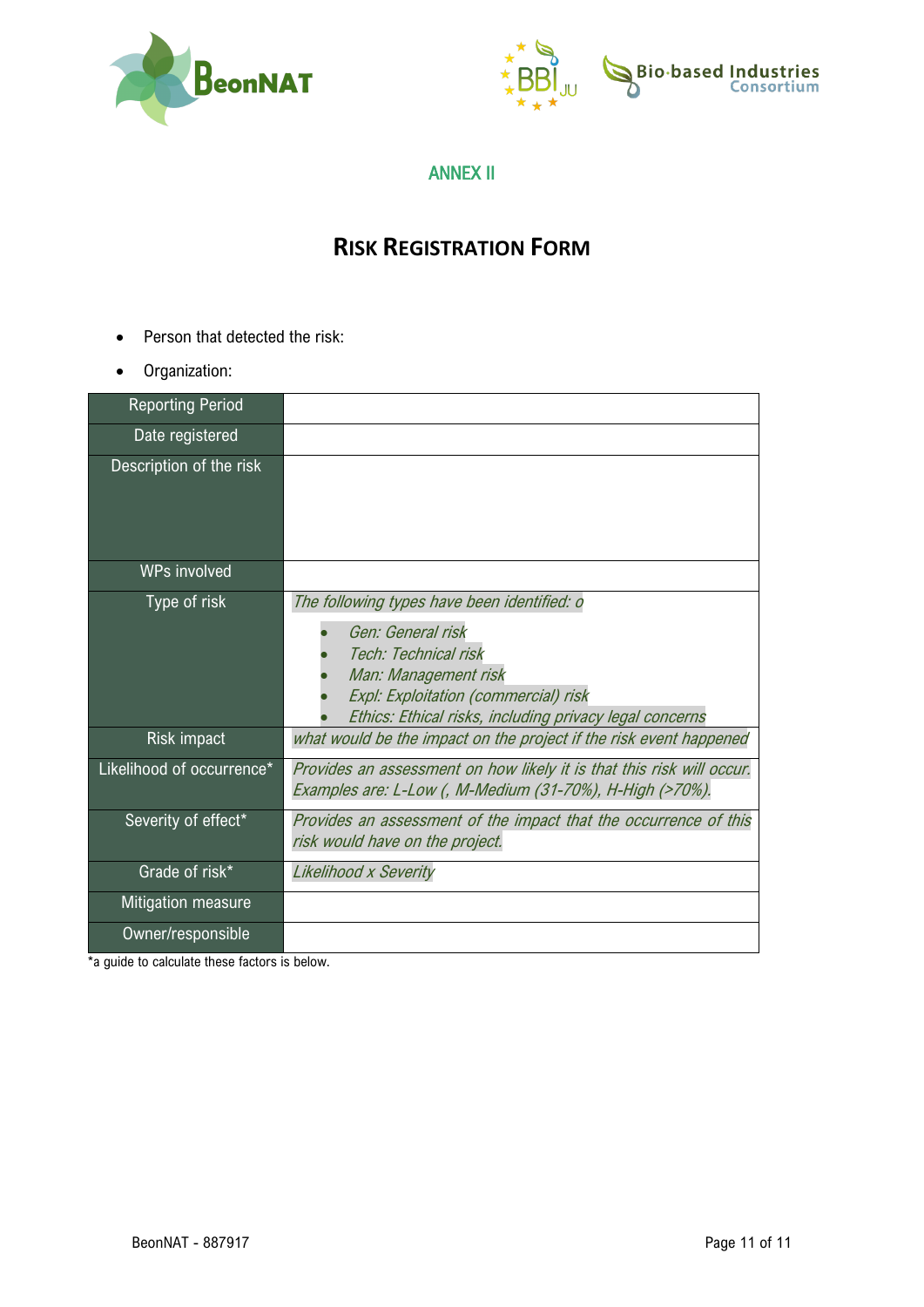## ANNEX II

# RISK REGISTRATION FORM

- Person that detected the risk:
- Organization:

| | |
|---|---|
| Reporting Period | |
| Date registered | |
| Description of the risk | |
| WPs involved | |
| Type of risk | *The following types have been identified: o*<br>• *Gen: General risk*<br>• *Tech: Technical risk*<br>• *Man: Management risk*<br>• *Expl: Exploitation (commercial) risk*<br>• *Ethics: Ethical risks, including privacy legal concerns* |
| Risk impact | *what would be the impact on the project if the risk event happened* |
| Likelihood of occurrence* | *Provides an assessment on how likely it is that this risk will occur. Examples are: L-Low (, M-Medium (31-70%), H-High (>70%).* |
| Severity of effect* | *Provides an assessment of the impact that the occurrence of this risk would have on the project.* |
| Grade of risk* | *Likelihood x Severity* |
| Mitigation measure | |
| Owner/responsible | |

*a guide to calculate these factors is below.